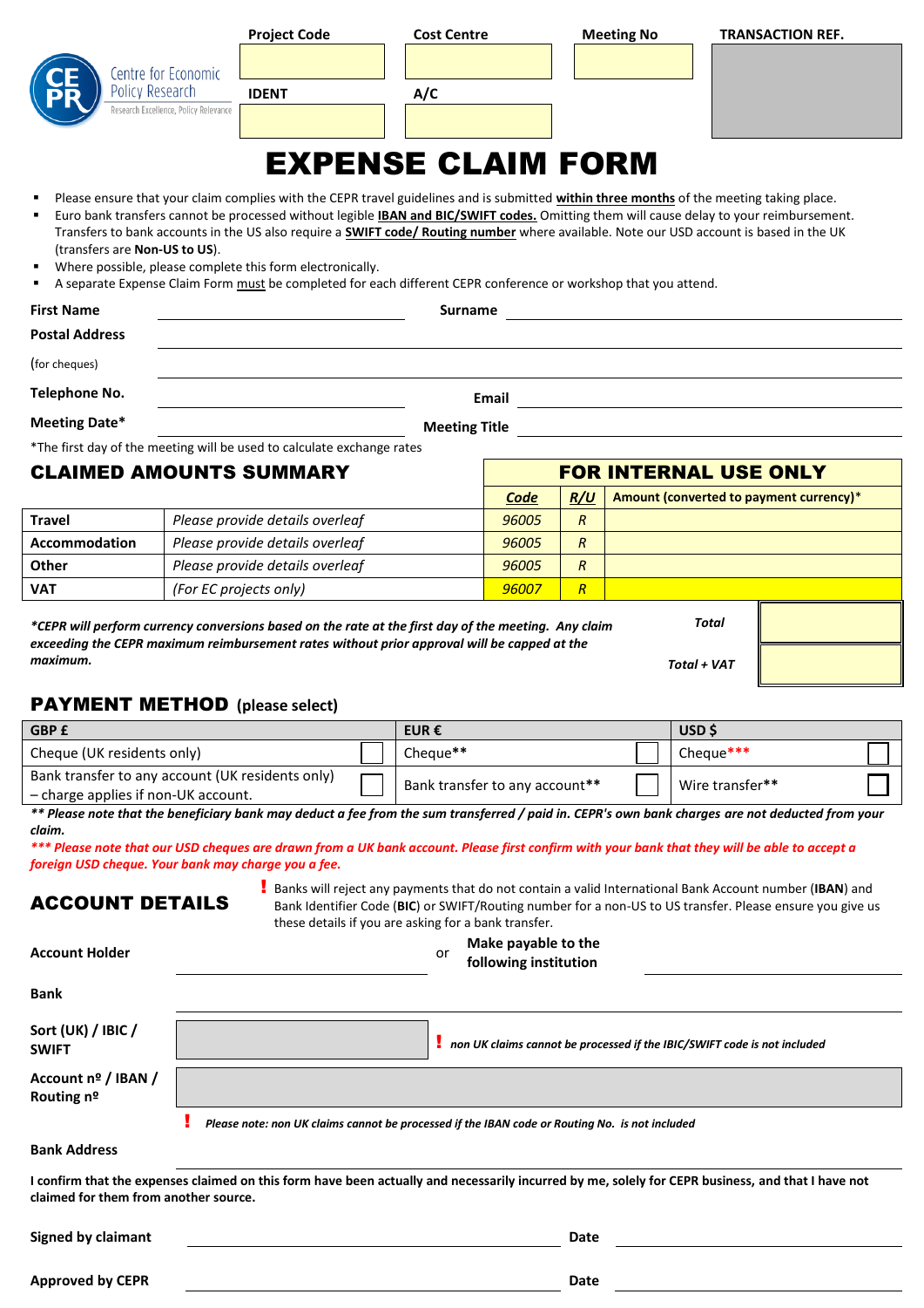Centre for Economic Policy Research
Research Excellence, Policy Relevance

| Project Code | Cost Centre | Meeting No | TRANSACTION REF. |
|---|---|---|---|
| | | | |
| IDENT | A/C | | |
| | | | |

# EXPENSE CLAIM FORM

- Please ensure that your claim complies with the CEPR travel guidelines and is submitted **within three months** of the meeting taking place.
- Euro bank transfers cannot be processed without legible **IBAN and BIC/SWIFT codes.** Omitting them will cause delay to your reimbursement. Transfers to bank accounts in the US also require a **SWIFT code/ Routing number** where available. Note our USD account is based in the UK (transfers are **Non-US to US**).
- Where possible, please complete this form electronically.
- A separate Expense Claim Form must be completed for each different CEPR conference or workshop that you attend.

**First Name** ______________________ **Surname** ______________________

**Postal Address** ______________________

(for cheques) ______________________

**Telephone No.** ______________________ **Email** ______________________

**Meeting Date*** ______________________ **Meeting Title** ______________________

*The first day of the meeting will be used to calculate exchange rates

## CLAIMED AMOUNTS SUMMARY

| | | FOR INTERNAL USE ONLY | | |
|---|---|---|---|---|
| | | Code | R/U | Amount (converted to payment currency)* |
| **Travel** | *Please provide details overleaf* | *96005* | *R* | |
| **Accommodation** | *Please provide details overleaf* | *96005* | *R* | |
| **Other** | *Please provide details overleaf* | *96005* | *R* | |
| **VAT** | *(For EC projects only)* | *96007* | *R* | |

***CEPR will perform currency conversions based on the rate at the first day of the meeting. Any claim exceeding the CEPR maximum reimbursement rates without prior approval will be capped at the maximum.***

| | |
|---|---|
| ***Total*** | |
| ***Total + VAT*** | |

## PAYMENT METHOD (please select)

| GBP £ | | EUR € | | USD $ | |
|---|---|---|---|---|---|
| Cheque (UK residents only) | ☐ | Cheque** | ☐ | Cheque*** | ☐ |
| Bank transfer to any account (UK residents only) – charge applies if non-UK account. | ☐ | Bank transfer to any account** | ☐ | Wire transfer** | ☐ |

***\*\* Please note that the beneficiary bank may deduct a fee from the sum transferred / paid in. CEPR's own bank charges are not deducted from your claim.***

****** Please note that our USD cheques are drawn from a UK bank account. Please first confirm with your bank that they will be able to accept a foreign USD cheque. Your bank may charge you a fee.***

## ACCOUNT DETAILS

! Banks will reject any payments that do not contain a valid International Bank Account number (**IBAN**) and Bank Identifier Code (**BIC**) or SWIFT/Routing number for a non-US to US transfer. Please ensure you give us these details if you are asking for a bank transfer.

**Account Holder** ______________________ or **Make payable to the following institution** ______________________

**Bank** ______________________

**Sort (UK) / IBIC / SWIFT** ______________________ ! *non UK claims cannot be processed if the IBIC/SWIFT code is not included*

**Account nº / IBAN / Routing nº** ______________________

! *Please note: non UK claims cannot be processed if the IBAN code or Routing No. is not included*

**Bank Address** ______________________

**I confirm that the expenses claimed on this form have been actually and necessarily incurred by me, solely for CEPR business, and that I have not claimed for them from another source.**

**Signed by claimant** ______________________ **Date** ______________________

**Approved by CEPR** ______________________ **Date** ______________________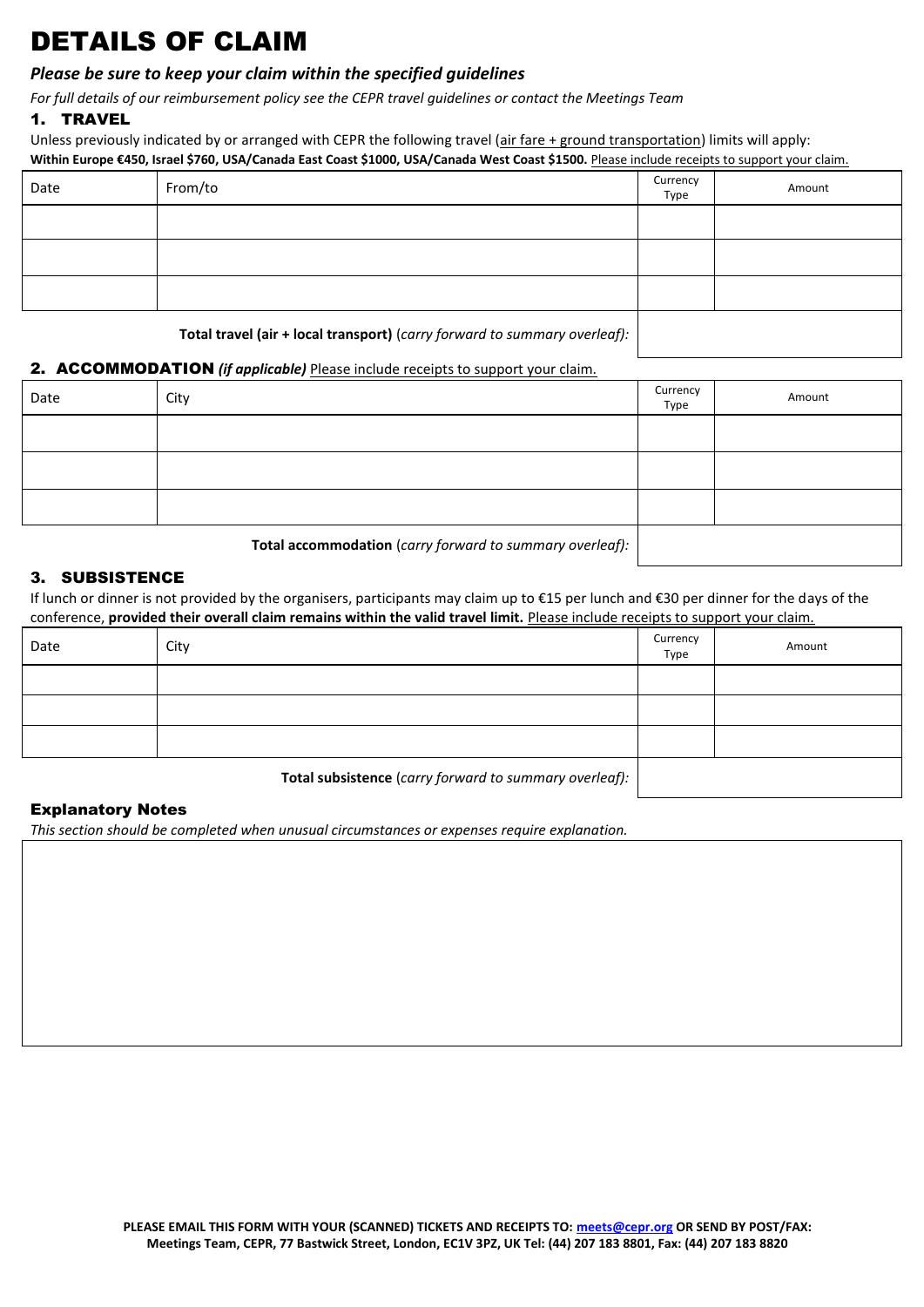# DETAILS OF CLAIM

***Please be sure to keep your claim within the specified guidelines***

*For full details of our reimbursement policy see the CEPR travel guidelines or contact the Meetings Team*

## 1. TRAVEL

Unless previously indicated by or arranged with CEPR the following travel (air fare + ground transportation) limits will apply:

**Within Europe €450, Israel $760, USA/Canada East Coast $1000, USA/Canada West Coast $1500.** Please include receipts to support your claim.

| Date | From/to | Currency Type | Amount |
|---|---|---|---|
| | | | |
| | | | |
| | | | |
| | **Total travel (air + local transport)** (*carry forward to summary overleaf):* | | |

## 2. ACCOMMODATION *(if applicable)* Please include receipts to support your claim.

| Date | City | Currency Type | Amount |
|---|---|---|---|
| | | | |
| | | | |
| | | | |
| | **Total accommodation** (*carry forward to summary overleaf):* | | |

## 3. SUBSISTENCE

If lunch or dinner is not provided by the organisers, participants may claim up to €15 per lunch and €30 per dinner for the days of the conference, **provided their overall claim remains within the valid travel limit.** Please include receipts to support your claim.

| Date | City | Currency Type | Amount |
|---|---|---|---|
| | | | |
| | | | |
| | | | |
| | **Total subsistence** (*carry forward to summary overleaf):* | | |

## Explanatory Notes

*This section should be completed when unusual circumstances or expenses require explanation.*

**PLEASE EMAIL THIS FORM WITH YOUR (SCANNED) TICKETS AND RECEIPTS TO: meets@cepr.org OR SEND BY POST/FAX: Meetings Team, CEPR, 77 Bastwick Street, London, EC1V 3PZ, UK Tel: (44) 207 183 8801, Fax: (44) 207 183 8820**